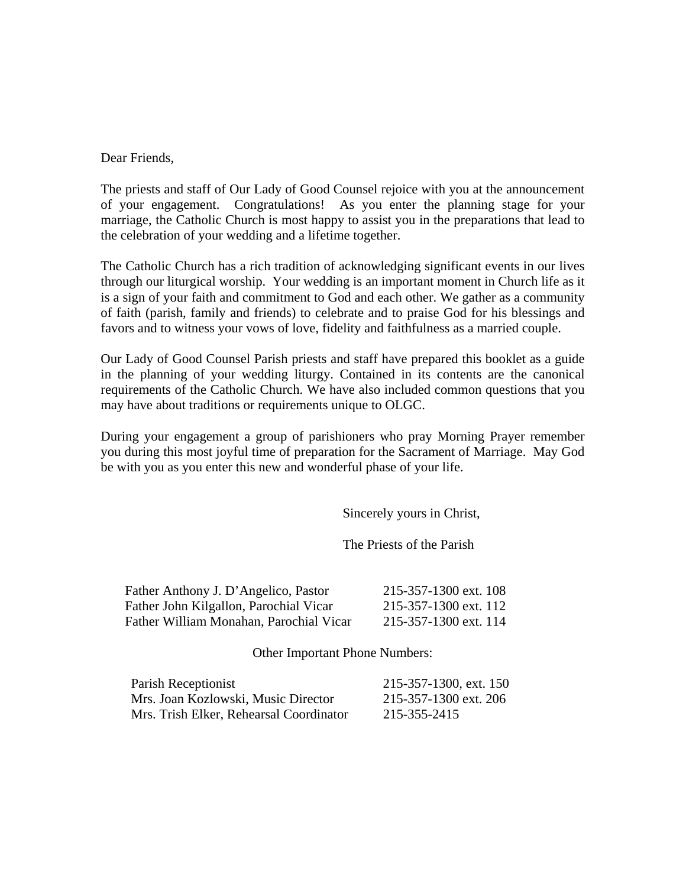Dear Friends,

The priests and staff of Our Lady of Good Counsel rejoice with you at the announcement of your engagement. Congratulations! As you enter the planning stage for your marriage, the Catholic Church is most happy to assist you in the preparations that lead to the celebration of your wedding and a lifetime together.

The Catholic Church has a rich tradition of acknowledging significant events in our lives through our liturgical worship. Your wedding is an important moment in Church life as it is a sign of your faith and commitment to God and each other. We gather as a community of faith (parish, family and friends) to celebrate and to praise God for his blessings and favors and to witness your vows of love, fidelity and faithfulness as a married couple.

Our Lady of Good Counsel Parish priests and staff have prepared this booklet as a guide in the planning of your wedding liturgy. Contained in its contents are the canonical requirements of the Catholic Church. We have also included common questions that you may have about traditions or requirements unique to OLGC.

During your engagement a group of parishioners who pray Morning Prayer remember you during this most joyful time of preparation for the Sacrament of Marriage. May God be with you as you enter this new and wonderful phase of your life.

Sincerely yours in Christ,

The Priests of the Parish

| | |
|---|---|
| Father Anthony J. D'Angelico, Pastor | 215-357-1300 ext. 108 |
| Father John Kilgallon, Parochial Vicar | 215-357-1300 ext. 112 |
| Father William Monahan, Parochial Vicar | 215-357-1300 ext. 114 |

Other Important Phone Numbers:

| | |
|---|---|
| Parish Receptionist | 215-357-1300, ext. 150 |
| Mrs. Joan Kozlowski, Music Director | 215-357-1300 ext. 206 |
| Mrs. Trish Elker, Rehearsal Coordinator | 215-355-2415 |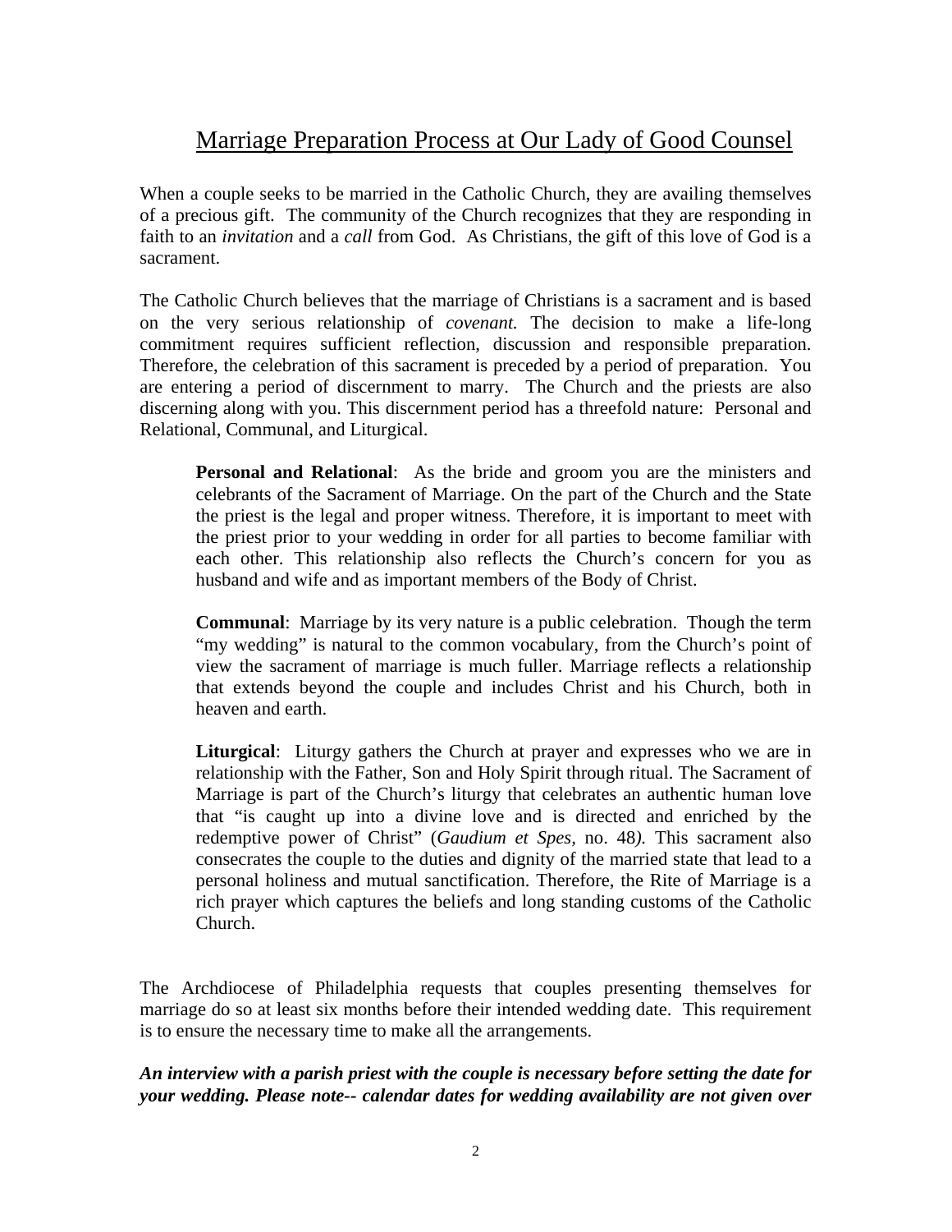# Marriage Preparation Process at Our Lady of Good Counsel

When a couple seeks to be married in the Catholic Church, they are availing themselves of a precious gift. The community of the Church recognizes that they are responding in faith to an *invitation* and a *call* from God. As Christians, the gift of this love of God is a sacrament.

The Catholic Church believes that the marriage of Christians is a sacrament and is based on the very serious relationship of *covenant.* The decision to make a life-long commitment requires sufficient reflection, discussion and responsible preparation. Therefore, the celebration of this sacrament is preceded by a period of preparation. You are entering a period of discernment to marry. The Church and the priests are also discerning along with you. This discernment period has a threefold nature: Personal and Relational, Communal, and Liturgical.

> **Personal and Relational**: As the bride and groom you are the ministers and celebrants of the Sacrament of Marriage. On the part of the Church and the State the priest is the legal and proper witness. Therefore, it is important to meet with the priest prior to your wedding in order for all parties to become familiar with each other. This relationship also reflects the Church's concern for you as husband and wife and as important members of the Body of Christ.
>
> **Communal**: Marriage by its very nature is a public celebration. Though the term "my wedding" is natural to the common vocabulary, from the Church's point of view the sacrament of marriage is much fuller. Marriage reflects a relationship that extends beyond the couple and includes Christ and his Church, both in heaven and earth.
>
> **Liturgical**: Liturgy gathers the Church at prayer and expresses who we are in relationship with the Father, Son and Holy Spirit through ritual. The Sacrament of Marriage is part of the Church's liturgy that celebrates an authentic human love that "is caught up into a divine love and is directed and enriched by the redemptive power of Christ" (*Gaudium et Spes,* no. 48*).* This sacrament also consecrates the couple to the duties and dignity of the married state that lead to a personal holiness and mutual sanctification. Therefore, the Rite of Marriage is a rich prayer which captures the beliefs and long standing customs of the Catholic Church.

The Archdiocese of Philadelphia requests that couples presenting themselves for marriage do so at least six months before their intended wedding date. This requirement is to ensure the necessary time to make all the arrangements.

***An interview with a parish priest with the couple is necessary before setting the date for your wedding. Please note-- calendar dates for wedding availability are not given over***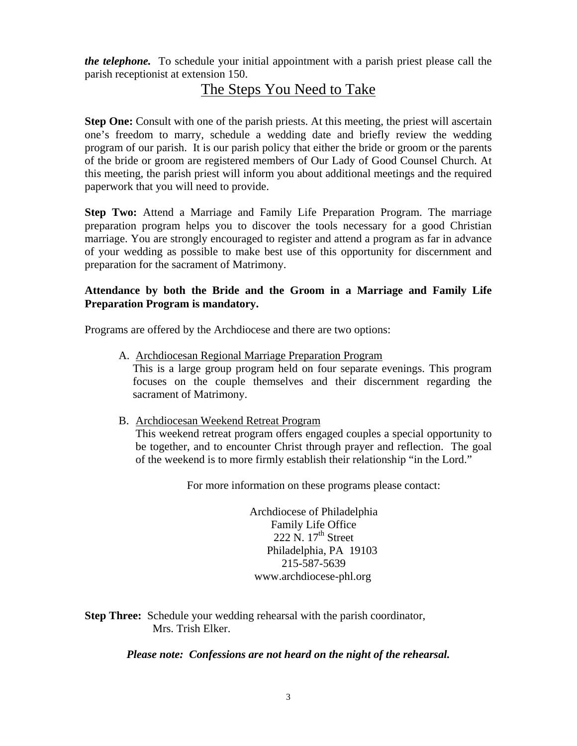***the telephone.*** To schedule your initial appointment with a parish priest please call the parish receptionist at extension 150.

## The Steps You Need to Take

**Step One:** Consult with one of the parish priests. At this meeting, the priest will ascertain one's freedom to marry, schedule a wedding date and briefly review the wedding program of our parish. It is our parish policy that either the bride or groom or the parents of the bride or groom are registered members of Our Lady of Good Counsel Church. At this meeting, the parish priest will inform you about additional meetings and the required paperwork that you will need to provide.

**Step Two:** Attend a Marriage and Family Life Preparation Program. The marriage preparation program helps you to discover the tools necessary for a good Christian marriage. You are strongly encouraged to register and attend a program as far in advance of your wedding as possible to make best use of this opportunity for discernment and preparation for the sacrament of Matrimony.

**Attendance by both the Bride and the Groom in a Marriage and Family Life Preparation Program is mandatory.**

Programs are offered by the Archdiocese and there are two options:

A. Archdiocesan Regional Marriage Preparation Program
   This is a large group program held on four separate evenings. This program focuses on the couple themselves and their discernment regarding the sacrament of Matrimony.

B. Archdiocesan Weekend Retreat Program
   This weekend retreat program offers engaged couples a special opportunity to be together, and to encounter Christ through prayer and reflection. The goal of the weekend is to more firmly establish their relationship "in the Lord."

For more information on these programs please contact:

Archdiocese of Philadelphia
Family Life Office
222 N. 17th Street
Philadelphia, PA 19103
215-587-5639
www.archdiocese-phl.org

**Step Three:** Schedule your wedding rehearsal with the parish coordinator, Mrs. Trish Elker.

***Please note: Confessions are not heard on the night of the rehearsal.***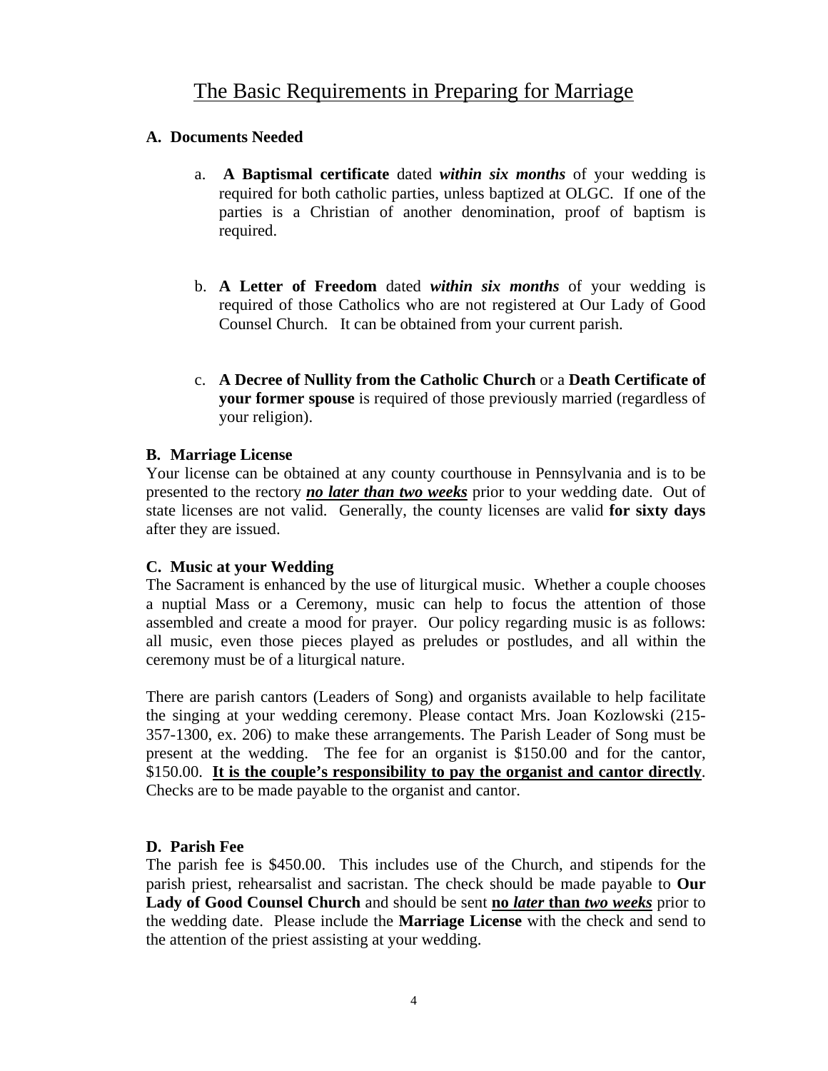# The Basic Requirements in Preparing for Marriage

### A. Documents Needed

a. **A Baptismal certificate** dated ***within six months*** of your wedding is required for both catholic parties, unless baptized at OLGC. If one of the parties is a Christian of another denomination, proof of baptism is required.

b. **A Letter of Freedom** dated ***within six months*** of your wedding is required of those Catholics who are not registered at Our Lady of Good Counsel Church. It can be obtained from your current parish.

c. **A Decree of Nullity from the Catholic Church** or a **Death Certificate of your former spouse** is required of those previously married (regardless of your religion).

### B. Marriage License

Your license can be obtained at any county courthouse in Pennsylvania and is to be presented to the rectory ***no later than two weeks*** prior to your wedding date. Out of state licenses are not valid. Generally, the county licenses are valid **for sixty days** after they are issued.

### C. Music at your Wedding

The Sacrament is enhanced by the use of liturgical music. Whether a couple chooses a nuptial Mass or a Ceremony, music can help to focus the attention of those assembled and create a mood for prayer. Our policy regarding music is as follows: all music, even those pieces played as preludes or postludes, and all within the ceremony must be of a liturgical nature.

There are parish cantors (Leaders of Song) and organists available to help facilitate the singing at your wedding ceremony. Please contact Mrs. Joan Kozlowski (215-357-1300, ex. 206) to make these arrangements. The Parish Leader of Song must be present at the wedding. The fee for an organist is $150.00 and for the cantor, $150.00. **It is the couple's responsibility to pay the organist and cantor directly**. Checks are to be made payable to the organist and cantor.

### D. Parish Fee

The parish fee is $450.00. This includes use of the Church, and stipends for the parish priest, rehearsalist and sacristan. The check should be made payable to **Our Lady of Good Counsel Church** and should be sent **no *later* than *two weeks*** prior to the wedding date. Please include the **Marriage License** with the check and send to the attention of the priest assisting at your wedding.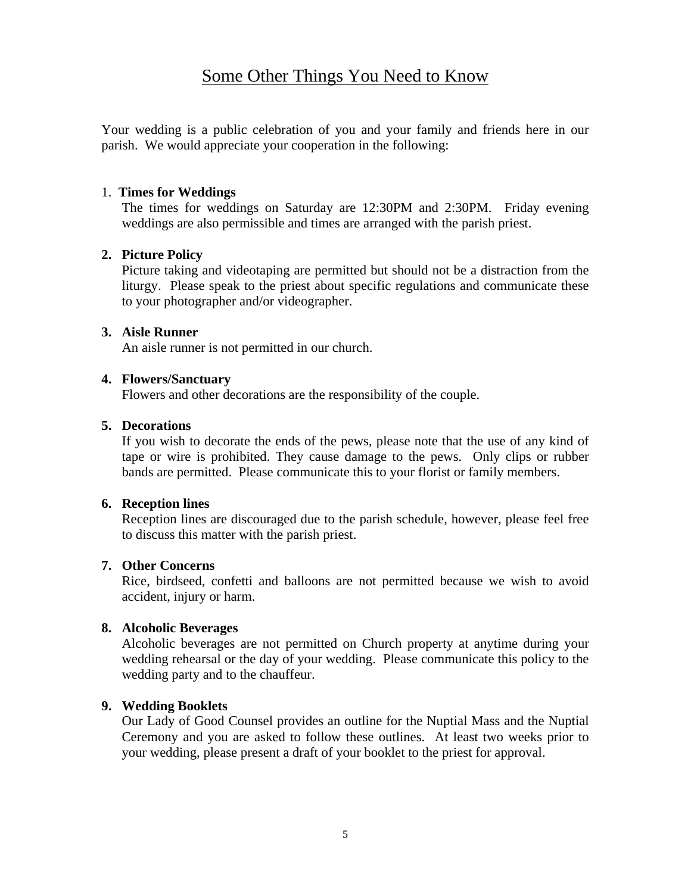## Some Other Things You Need to Know

Your wedding is a public celebration of you and your family and friends here in our parish. We would appreciate your cooperation in the following:

1. **Times for Weddings**
   The times for weddings on Saturday are 12:30PM and 2:30PM. Friday evening weddings are also permissible and times are arranged with the parish priest.

2. **Picture Policy**
   Picture taking and videotaping are permitted but should not be a distraction from the liturgy. Please speak to the priest about specific regulations and communicate these to your photographer and/or videographer.

3. **Aisle Runner**
   An aisle runner is not permitted in our church.

4. **Flowers/Sanctuary**
   Flowers and other decorations are the responsibility of the couple.

5. **Decorations**
   If you wish to decorate the ends of the pews, please note that the use of any kind of tape or wire is prohibited. They cause damage to the pews. Only clips or rubber bands are permitted. Please communicate this to your florist or family members.

6. **Reception lines**
   Reception lines are discouraged due to the parish schedule, however, please feel free to discuss this matter with the parish priest.

7. **Other Concerns**
   Rice, birdseed, confetti and balloons are not permitted because we wish to avoid accident, injury or harm.

8. **Alcoholic Beverages**
   Alcoholic beverages are not permitted on Church property at anytime during your wedding rehearsal or the day of your wedding. Please communicate this policy to the wedding party and to the chauffeur.

9. **Wedding Booklets**
   Our Lady of Good Counsel provides an outline for the Nuptial Mass and the Nuptial Ceremony and you are asked to follow these outlines. At least two weeks prior to your wedding, please present a draft of your booklet to the priest for approval.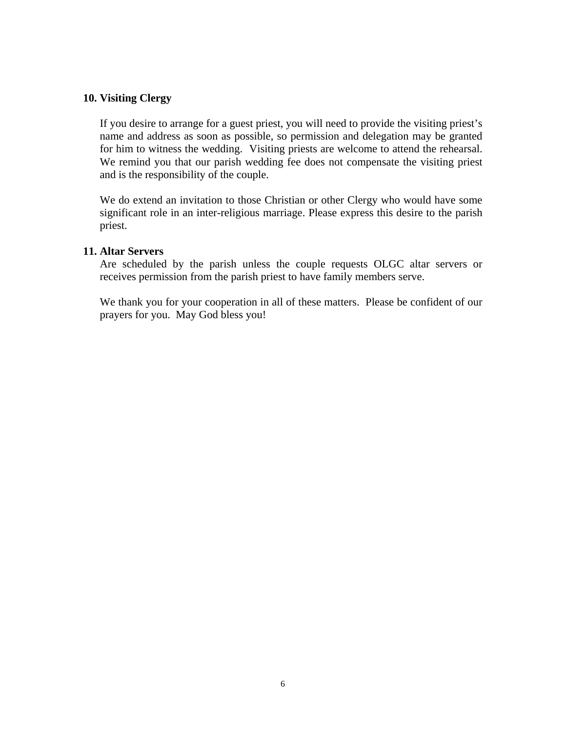**10. Visiting Clergy**

If you desire to arrange for a guest priest, you will need to provide the visiting priest's name and address as soon as possible, so permission and delegation may be granted for him to witness the wedding. Visiting priests are welcome to attend the rehearsal. We remind you that our parish wedding fee does not compensate the visiting priest and is the responsibility of the couple.

We do extend an invitation to those Christian or other Clergy who would have some significant role in an inter-religious marriage. Please express this desire to the parish priest.

**11. Altar Servers**

Are scheduled by the parish unless the couple requests OLGC altar servers or receives permission from the parish priest to have family members serve.

We thank you for your cooperation in all of these matters. Please be confident of our prayers for you. May God bless you!